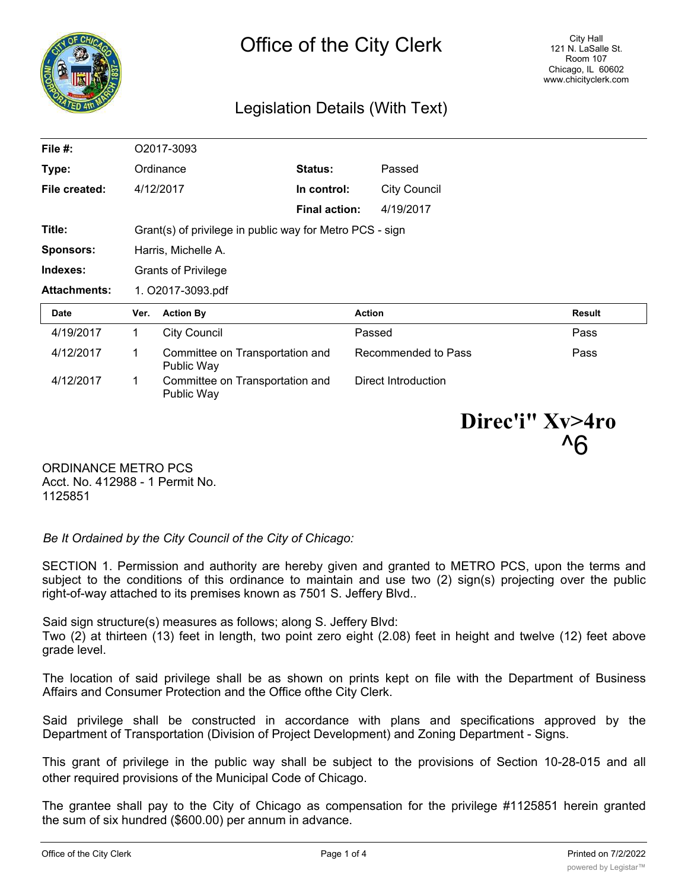# Office of the City Clerk

City Hall
121 N. LaSalle St.
Room 107
Chicago, IL 60602
www.chicityclerk.com

## Legislation Details (With Text)

| | | | |
|---|---|---|---|
| **File #:** | O2017-3093 | | |
| **Type:** | Ordinance | **Status:** | Passed |
| **File created:** | 4/12/2017 | **In control:** | City Council |
| | | **Final action:** | 4/19/2017 |
| **Title:** | Grant(s) of privilege in public way for Metro PCS - sign | | |
| **Sponsors:** | Harris, Michelle A. | | |
| **Indexes:** | Grants of Privilege | | |
| **Attachments:** | 1. O2017-3093.pdf | | |

| Date | Ver. | Action By | Action | Result |
|---|---|---|---|---|
| 4/19/2017 | 1 | City Council | Passed | Pass |
| 4/12/2017 | 1 | Committee on Transportation and Public Way | Recommended to Pass | Pass |
| 4/12/2017 | 1 | Committee on Transportation and Public Way | Direct Introduction | |

**Direc'i" Xv>4ro ^6**

ORDINANCE METRO PCS
Acct. No. 412988 - 1 Permit No. 1125851

*Be It Ordained by the City Council of the City of Chicago:*

SECTION 1. Permission and authority are hereby given and granted to METRO PCS, upon the terms and subject to the conditions of this ordinance to maintain and use two (2) sign(s) projecting over the public right-of-way attached to its premises known as 7501 S. Jeffery Blvd..

Said sign structure(s) measures as follows; along S. Jeffery Blvd:
Two (2) at thirteen (13) feet in length, two point zero eight (2.08) feet in height and twelve (12) feet above grade level.

The location of said privilege shall be as shown on prints kept on file with the Department of Business Affairs and Consumer Protection and the Office ofthe City Clerk.

Said privilege shall be constructed in accordance with plans and specifications approved by the Department of Transportation (Division of Project Development) and Zoning Department - Signs.

This grant of privilege in the public way shall be subject to the provisions of Section 10-28-015 and all other required provisions of the Municipal Code of Chicago.

The grantee shall pay to the City of Chicago as compensation for the privilege #1125851 herein granted the sum of six hundred ($600.00) per annum in advance.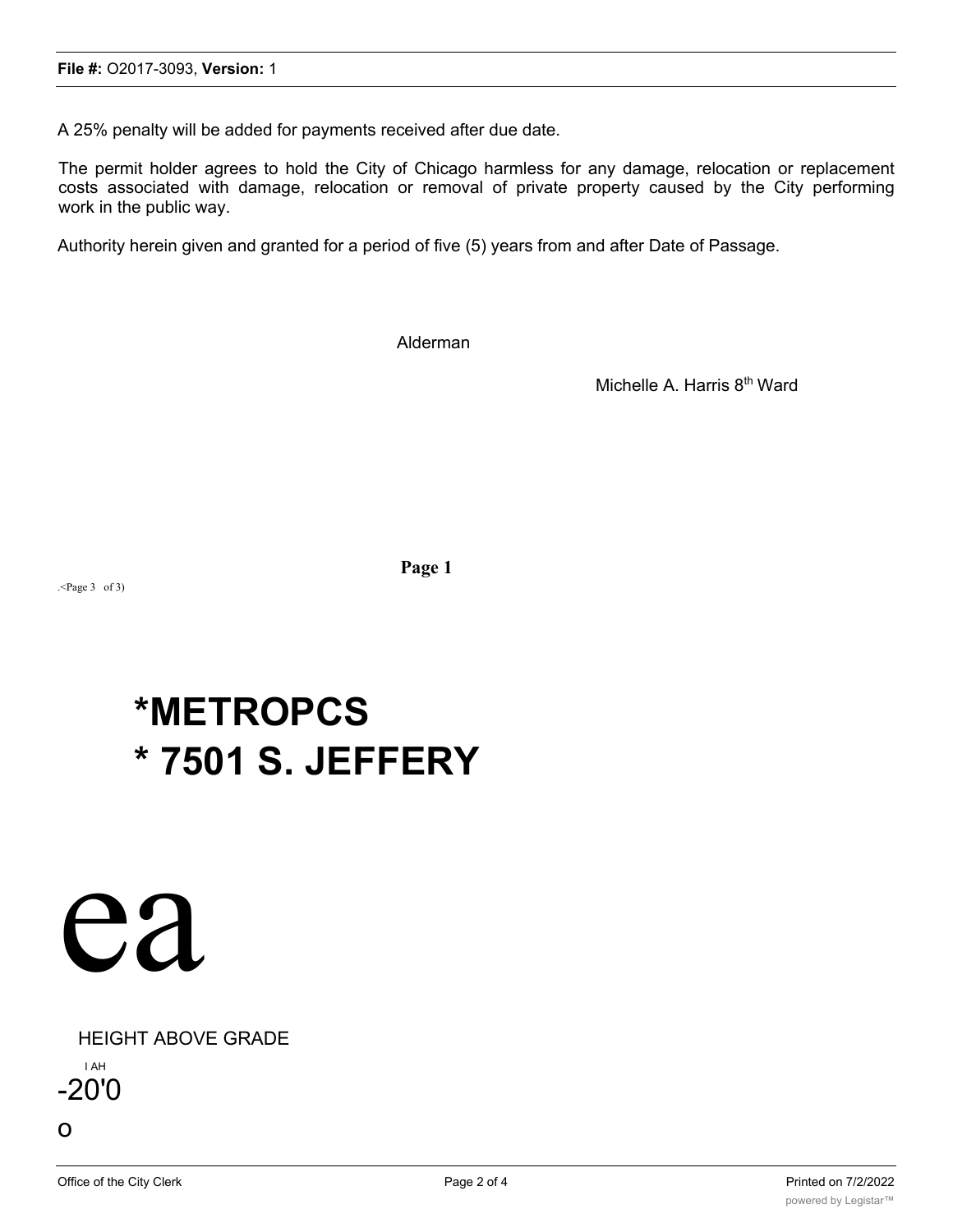A 25% penalty will be added for payments received after due date.

The permit holder agrees to hold the City of Chicago harmless for any damage, relocation or replacement costs associated with damage, relocation or removal of private property caused by the City performing work in the public way.

Authority herein given and granted for a period of five (5) years from and after Date of Passage.

Alderman

Michelle A. Harris 8th Ward

**Page 1**

.<Page 3 of 3)

# *METROPCS
# * 7501 S. JEFFERY

ea

HEIGHT ABOVE GRADE

I AH

-20'0

o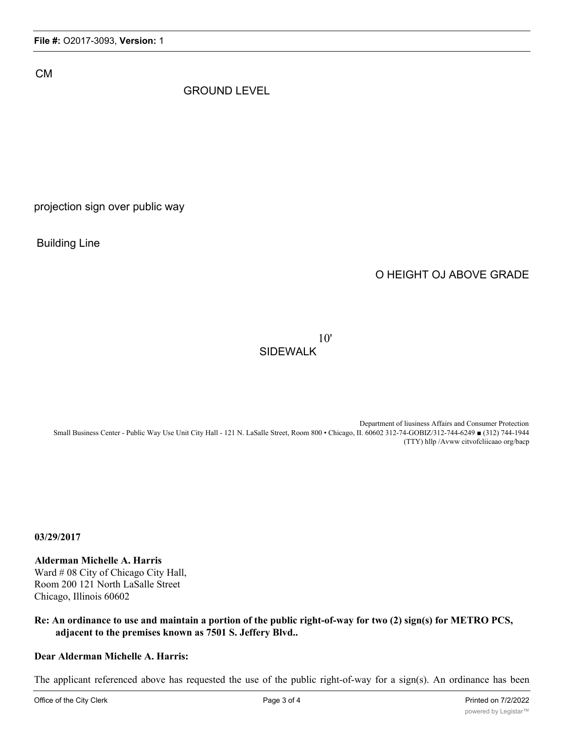CM

GROUND LEVEL

projection sign over public way

Building Line

O HEIGHT OJ ABOVE GRADE

10'

SIDEWALK

Department of liusiness Affairs and Consumer Protection
Small Business Center - Public Way Use Unit City Hall - 121 N. LaSalle Street, Room 800 • Chicago, II. 60602 312-74-GOBIZ/312-744-6249 ■ (312) 744-1944 (TTY) hllp /Avww citvofcliicaao org/bacp

**03/29/2017**

**Alderman Michelle A. Harris**
Ward # 08 City of Chicago City Hall,
Room 200 121 North LaSalle Street
Chicago, Illinois 60602

**Re: An ordinance to use and maintain a portion of the public right-of-way for two (2) sign(s) for METRO PCS, adjacent to the premises known as 7501 S. Jeffery Blvd..**

**Dear Alderman Michelle A. Harris:**

The applicant referenced above has requested the use of the public right-of-way for a sign(s). An ordinance has been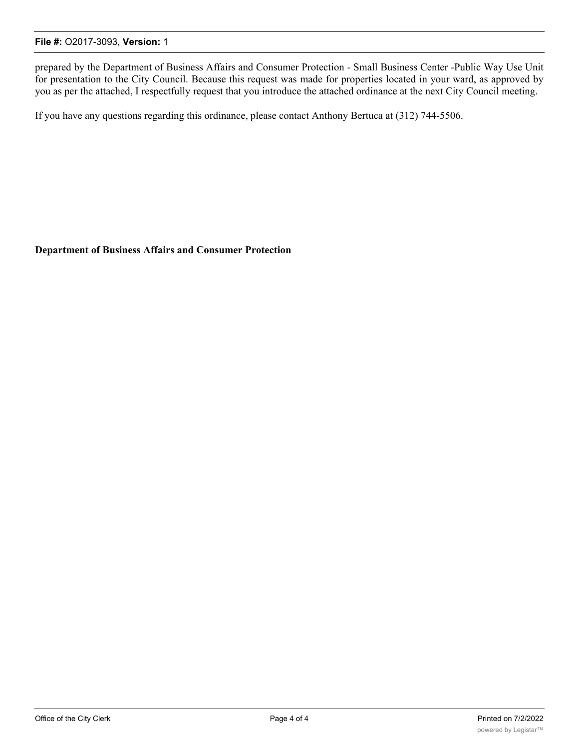prepared by the Department of Business Affairs and Consumer Protection - Small Business Center -Public Way Use Unit for presentation to the City Council. Because this request was made for properties located in your ward, as approved by you as per thc attached, I respectfully request that you introduce the attached ordinance at the next City Council meeting.

If you have any questions regarding this ordinance, please contact Anthony Bertuca at (312) 744-5506.

**Department of Business Affairs and Consumer Protection**